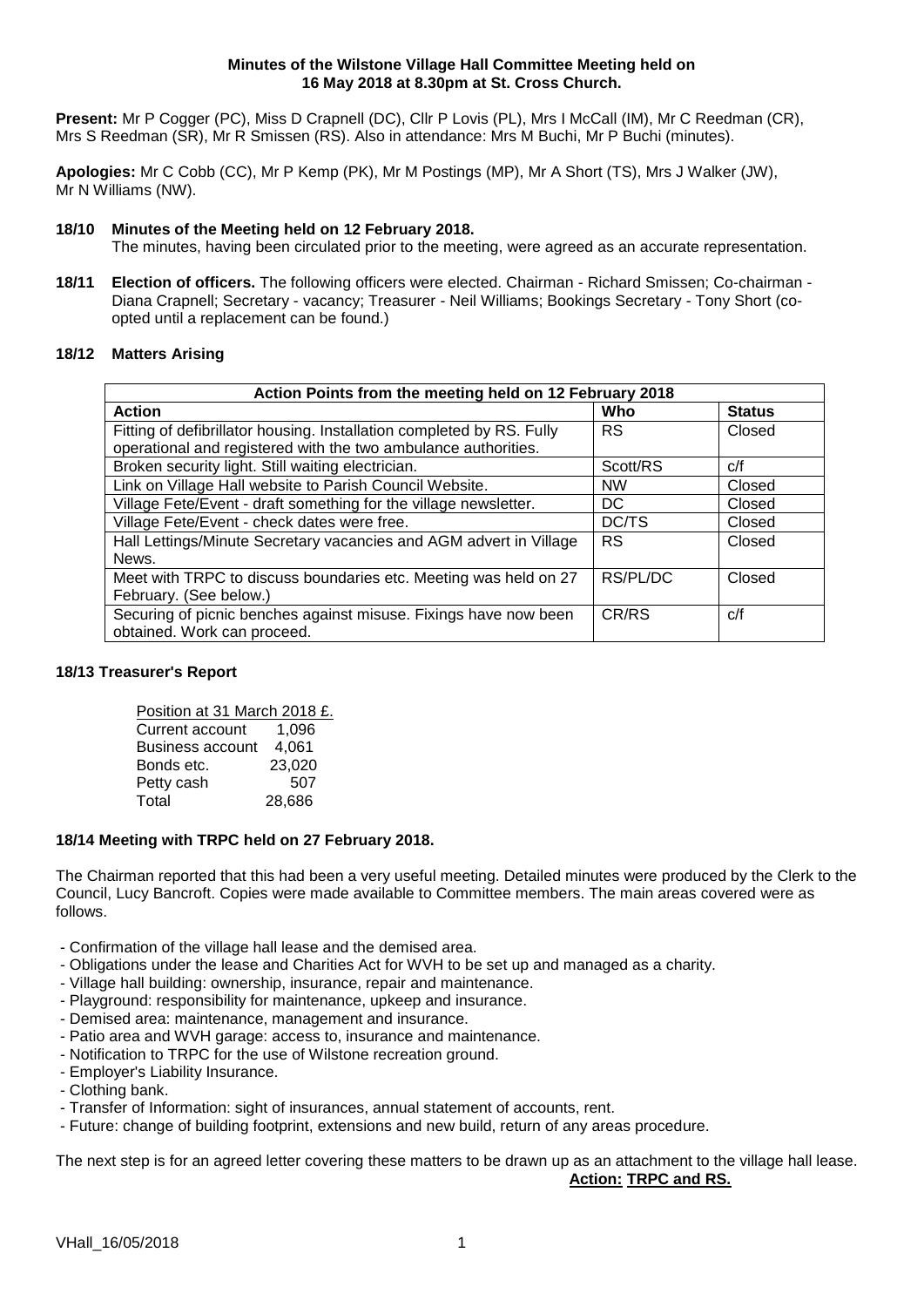**Minutes of the Wilstone Village Hall Committee Meeting held on 16 May 2018 at 8.30pm at St. Cross Church.**

**Present:** Mr P Cogger (PC), Miss D Crapnell (DC), Cllr P Lovis (PL), Mrs I McCall (IM), Mr C Reedman (CR), Mrs S Reedman (SR), Mr R Smissen (RS). Also in attendance: Mrs M Buchi, Mr P Buchi (minutes).

**Apologies:** Mr C Cobb (CC), Mr P Kemp (PK), Mr M Postings (MP), Mr A Short (TS), Mrs J Walker (JW), Mr N Williams (NW).

**18/10 Minutes of the Meeting held on 12 February 2018.**
The minutes, having been circulated prior to the meeting, were agreed as an accurate representation.

**18/11 Election of officers.** The following officers were elected. Chairman - Richard Smissen; Co-chairman - Diana Crapnell; Secretary - vacancy; Treasurer - Neil Williams; Bookings Secretary - Tony Short (co-opted until a replacement can be found.)

**18/12 Matters Arising**

| Action Points from the meeting held on 12 February 2018 | | |
|---|---|---|
| **Action** | **Who** | **Status** |
| Fitting of defibrillator housing. Installation completed by RS. Fully operational and registered with the two ambulance authorities. | RS | Closed |
| Broken security light. Still waiting electrician. | Scott/RS | c/f |
| Link on Village Hall website to Parish Council Website. | NW | Closed |
| Village Fete/Event - draft something for the village newsletter. | DC | Closed |
| Village Fete/Event - check dates were free. | DC/TS | Closed |
| Hall Lettings/Minute Secretary vacancies and AGM advert in Village News. | RS | Closed |
| Meet with TRPC to discuss boundaries etc. Meeting was held on 27 February. (See below.) | RS/PL/DC | Closed |
| Securing of picnic benches against misuse. Fixings have now been obtained. Work can proceed. | CR/RS | c/f |

**18/13 Treasurer's Report**

| Position at 31 March 2018 £. | |
|---|---|
| Current account | 1,096 |
| Business account | 4,061 |
| Bonds etc. | 23,020 |
| Petty cash | 507 |
| Total | 28,686 |

**18/14 Meeting with TRPC held on 27 February 2018.**

The Chairman reported that this had been a very useful meeting. Detailed minutes were produced by the Clerk to the Council, Lucy Bancroft. Copies were made available to Committee members. The main areas covered were as follows.

- Confirmation of the village hall lease and the demised area.
- Obligations under the lease and Charities Act for WVH to be set up and managed as a charity.
- Village hall building: ownership, insurance, repair and maintenance.
- Playground: responsibility for maintenance, upkeep and insurance.
- Demised area: maintenance, management and insurance.
- Patio area and WVH garage: access to, insurance and maintenance.
- Notification to TRPC for the use of Wilstone recreation ground.
- Employer's Liability Insurance.
- Clothing bank.
- Transfer of Information: sight of insurances, annual statement of accounts, rent.
- Future: change of building footprint, extensions and new build, return of any areas procedure.

The next step is for an agreed letter covering these matters to be drawn up as an attachment to the village hall lease.

**Action: TRPC and RS.**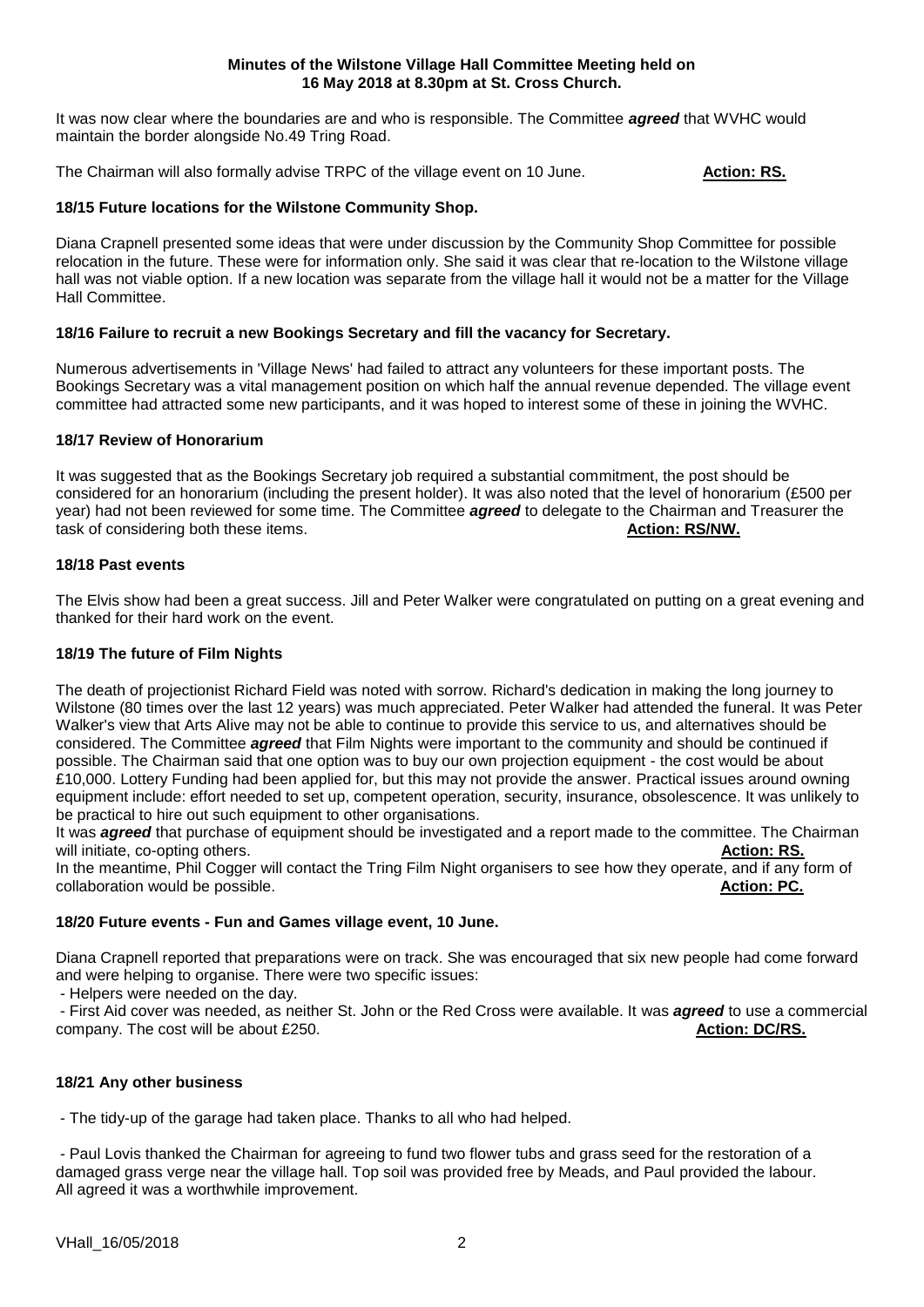**Minutes of the Wilstone Village Hall Committee Meeting held on 16 May 2018 at 8.30pm at St. Cross Church.**

It was now clear where the boundaries are and who is responsible. The Committee ***agreed*** that WVHC would maintain the border alongside No.49 Tring Road.

The Chairman will also formally advise TRPC of the village event on 10 June. **Action: RS.**

### 18/15 Future locations for the Wilstone Community Shop.

Diana Crapnell presented some ideas that were under discussion by the Community Shop Committee for possible relocation in the future. These were for information only. She said it was clear that re-location to the Wilstone village hall was not viable option. If a new location was separate from the village hall it would not be a matter for the Village Hall Committee.

### 18/16 Failure to recruit a new Bookings Secretary and fill the vacancy for Secretary.

Numerous advertisements in 'Village News' had failed to attract any volunteers for these important posts. The Bookings Secretary was a vital management position on which half the annual revenue depended. The village event committee had attracted some new participants, and it was hoped to interest some of these in joining the WVHC.

### 18/17 Review of Honorarium

It was suggested that as the Bookings Secretary job required a substantial commitment, the post should be considered for an honorarium (including the present holder). It was also noted that the level of honorarium (£500 per year) had not been reviewed for some time. The Committee ***agreed*** to delegate to the Chairman and Treasurer the task of considering both these items. **Action: RS/NW.**

### 18/18 Past events

The Elvis show had been a great success. Jill and Peter Walker were congratulated on putting on a great evening and thanked for their hard work on the event.

### 18/19 The future of Film Nights

The death of projectionist Richard Field was noted with sorrow. Richard's dedication in making the long journey to Wilstone (80 times over the last 12 years) was much appreciated. Peter Walker had attended the funeral. It was Peter Walker's view that Arts Alive may not be able to continue to provide this service to us, and alternatives should be considered. The Committee ***agreed*** that Film Nights were important to the community and should be continued if possible. The Chairman said that one option was to buy our own projection equipment - the cost would be about £10,000. Lottery Funding had been applied for, but this may not provide the answer. Practical issues around owning equipment include: effort needed to set up, competent operation, security, insurance, obsolescence. It was unlikely to be practical to hire out such equipment to other organisations.

It was ***agreed*** that purchase of equipment should be investigated and a report made to the committee. The Chairman will initiate, co-opting others. **Action: RS.**

In the meantime, Phil Cogger will contact the Tring Film Night organisers to see how they operate, and if any form of collaboration would be possible. **Action: PC.**

### 18/20 Future events - Fun and Games village event, 10 June.

Diana Crapnell reported that preparations were on track. She was encouraged that six new people had come forward and were helping to organise. There were two specific issues:

- Helpers were needed on the day.
- First Aid cover was needed, as neither St. John or the Red Cross were available. It was ***agreed*** to use a commercial company. The cost will be about £250. **Action: DC/RS.**

### 18/21 Any other business

- The tidy-up of the garage had taken place. Thanks to all who had helped.

- Paul Lovis thanked the Chairman for agreeing to fund two flower tubs and grass seed for the restoration of a damaged grass verge near the village hall. Top soil was provided free by Meads, and Paul provided the labour. All agreed it was a worthwhile improvement.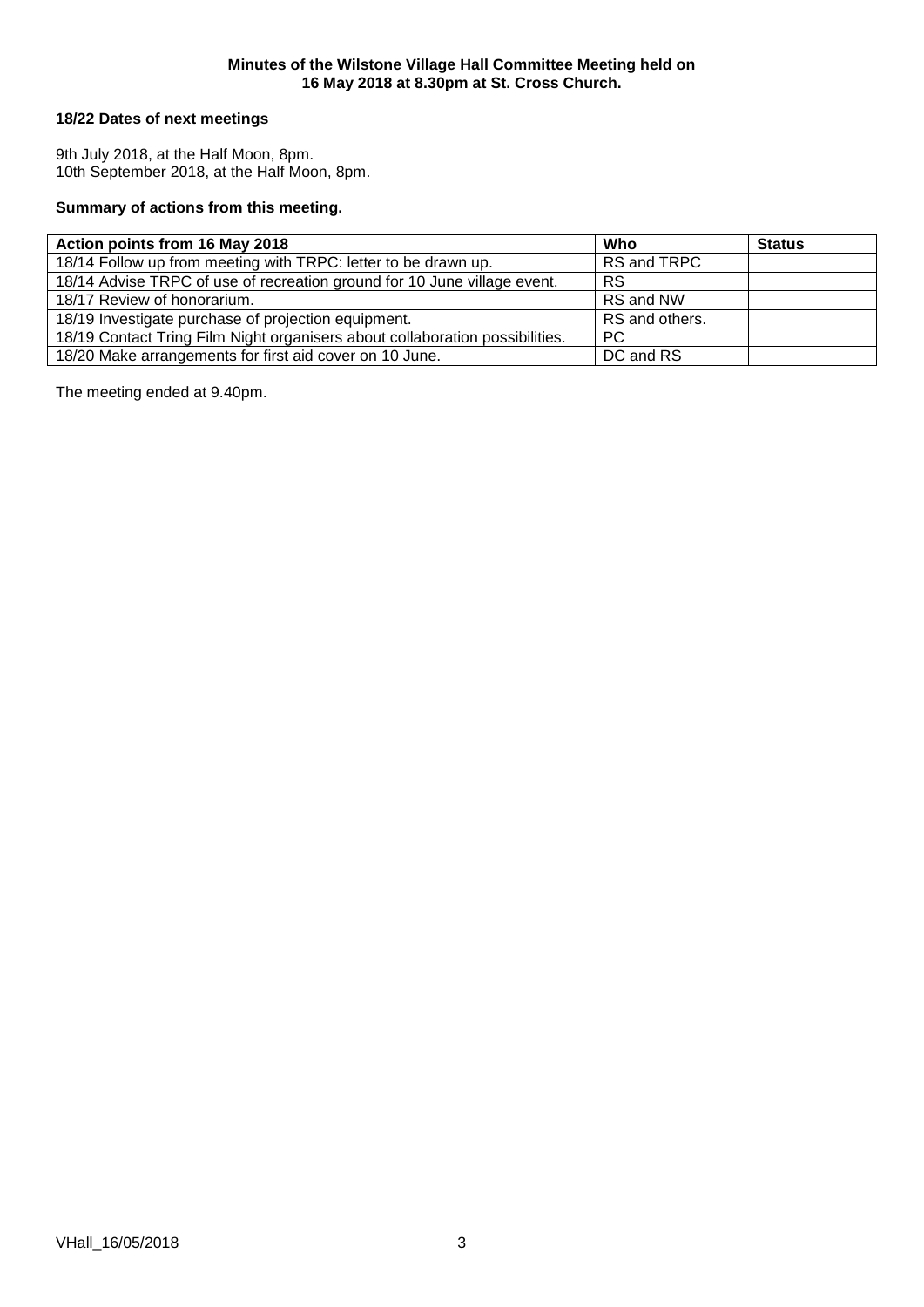**Minutes of the Wilstone Village Hall Committee Meeting held on 16 May 2018 at 8.30pm at St. Cross Church.**

### 18/22 Dates of next meetings

9th July 2018, at the Half Moon, 8pm.
10th September 2018, at the Half Moon, 8pm.

### Summary of actions from this meeting.

| Action points from 16 May 2018 | Who | Status |
|---|---|---|
| 18/14 Follow up from meeting with TRPC: letter to be drawn up. | RS and TRPC | |
| 18/14 Advise TRPC of use of recreation ground for 10 June village event. | RS | |
| 18/17 Review of honorarium. | RS and NW | |
| 18/19 Investigate purchase of projection equipment. | RS and others. | |
| 18/19 Contact Tring Film Night organisers about collaboration possibilities. | PC | |
| 18/20 Make arrangements for first aid cover on 10 June. | DC and RS | |

The meeting ended at 9.40pm.